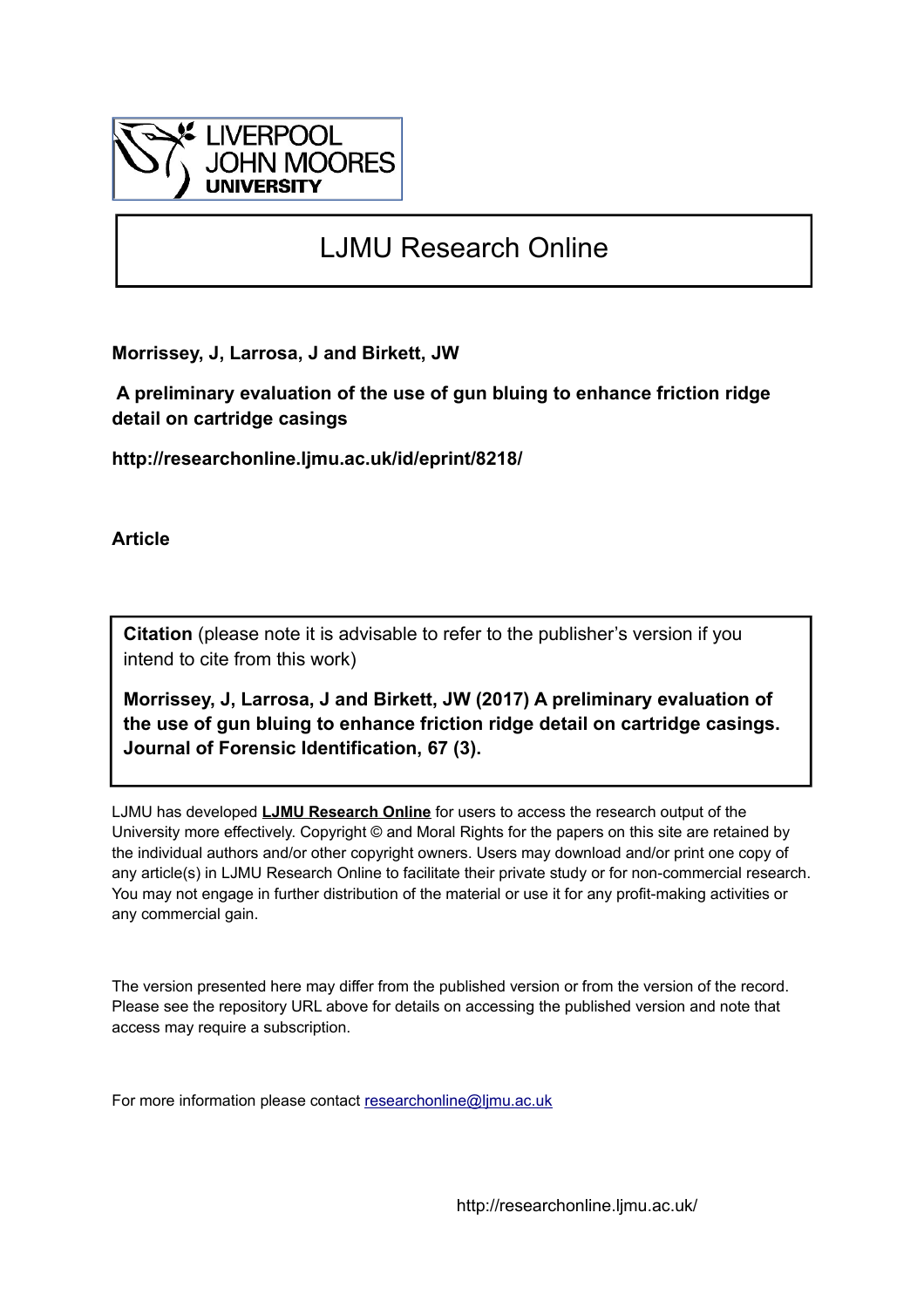LIVERPOOL JOHN MOORES UNIVERSITY

# LJMU Research Online

**Morrissey, J, Larrosa, J and Birkett, JW**

**A preliminary evaluation of the use of gun bluing to enhance friction ridge detail on cartridge casings**

**http://researchonline.ljmu.ac.uk/id/eprint/8218/**

**Article**

**Citation** (please note it is advisable to refer to the publisher's version if you intend to cite from this work)

**Morrissey, J, Larrosa, J and Birkett, JW (2017) A preliminary evaluation of the use of gun bluing to enhance friction ridge detail on cartridge casings. Journal of Forensic Identification, 67 (3).**

LJMU has developed **LJMU Research Online** for users to access the research output of the University more effectively. Copyright © and Moral Rights for the papers on this site are retained by the individual authors and/or other copyright owners. Users may download and/or print one copy of any article(s) in LJMU Research Online to facilitate their private study or for non-commercial research. You may not engage in further distribution of the material or use it for any profit-making activities or any commercial gain.

The version presented here may differ from the published version or from the version of the record. Please see the repository URL above for details on accessing the published version and note that access may require a subscription.

For more information please contact researchonline@ljmu.ac.uk

http://researchonline.ljmu.ac.uk/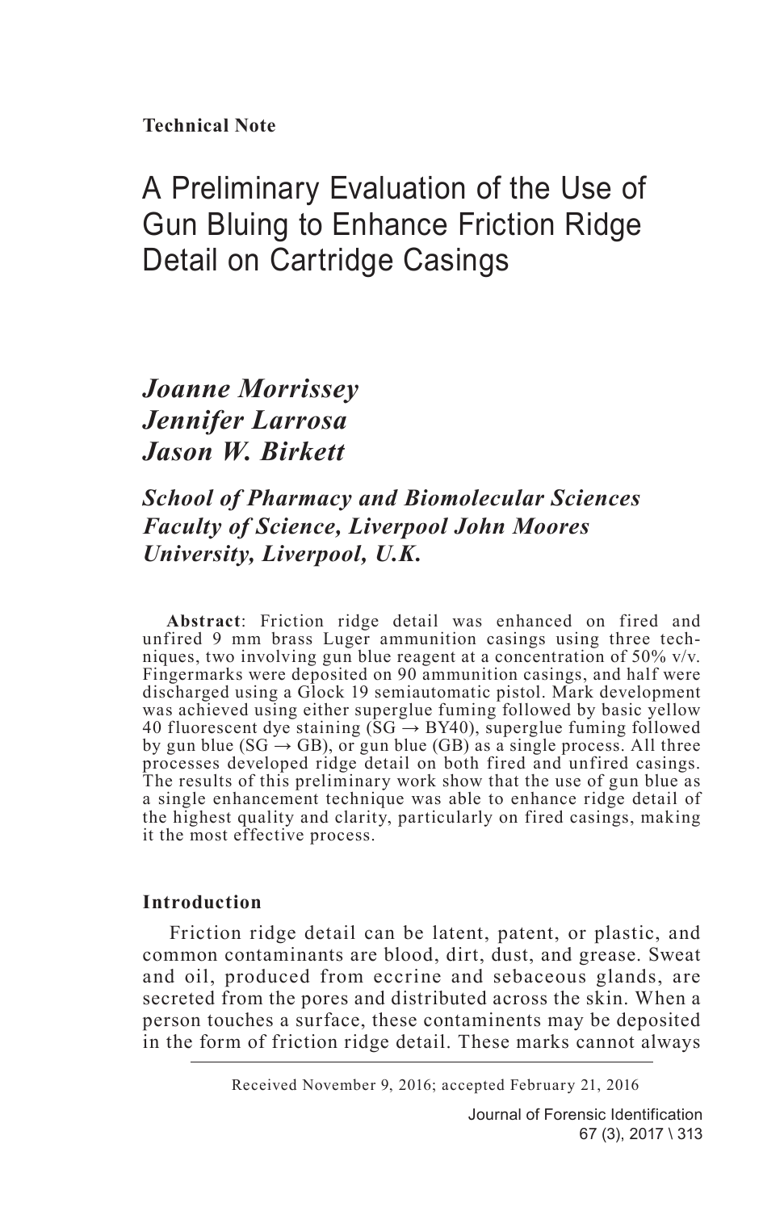**Technical Note**

# A Preliminary Evaluation of the Use of Gun Bluing to Enhance Friction Ridge Detail on Cartridge Casings

***Joanne Morrissey***
***Jennifer Larrosa***
***Jason W. Birkett***

***School of Pharmacy and Biomolecular Sciences***
***Faculty of Science, Liverpool John Moores University, Liverpool, U.K.***

**Abstract**: Friction ridge detail was enhanced on fired and unfired 9 mm brass Luger ammunition casings using three techniques, two involving gun blue reagent at a concentration of 50% v/v. Fingermarks were deposited on 90 ammunition casings, and half were discharged using a Glock 19 semiautomatic pistol. Mark development was achieved using either superglue fuming followed by basic yellow 40 fluorescent dye staining (SG → BY40), superglue fuming followed by gun blue (SG → GB), or gun blue (GB) as a single process. All three processes developed ridge detail on both fired and unfired casings. The results of this preliminary work show that the use of gun blue as a single enhancement technique was able to enhance ridge detail of the highest quality and clarity, particularly on fired casings, making it the most effective process.

## Introduction

Friction ridge detail can be latent, patent, or plastic, and common contaminants are blood, dirt, dust, and grease. Sweat and oil, produced from eccrine and sebaceous glands, are secreted from the pores and distributed across the skin. When a person touches a surface, these contaminents may be deposited in the form of friction ridge detail. These marks cannot always

Received November 9, 2016; accepted February 21, 2016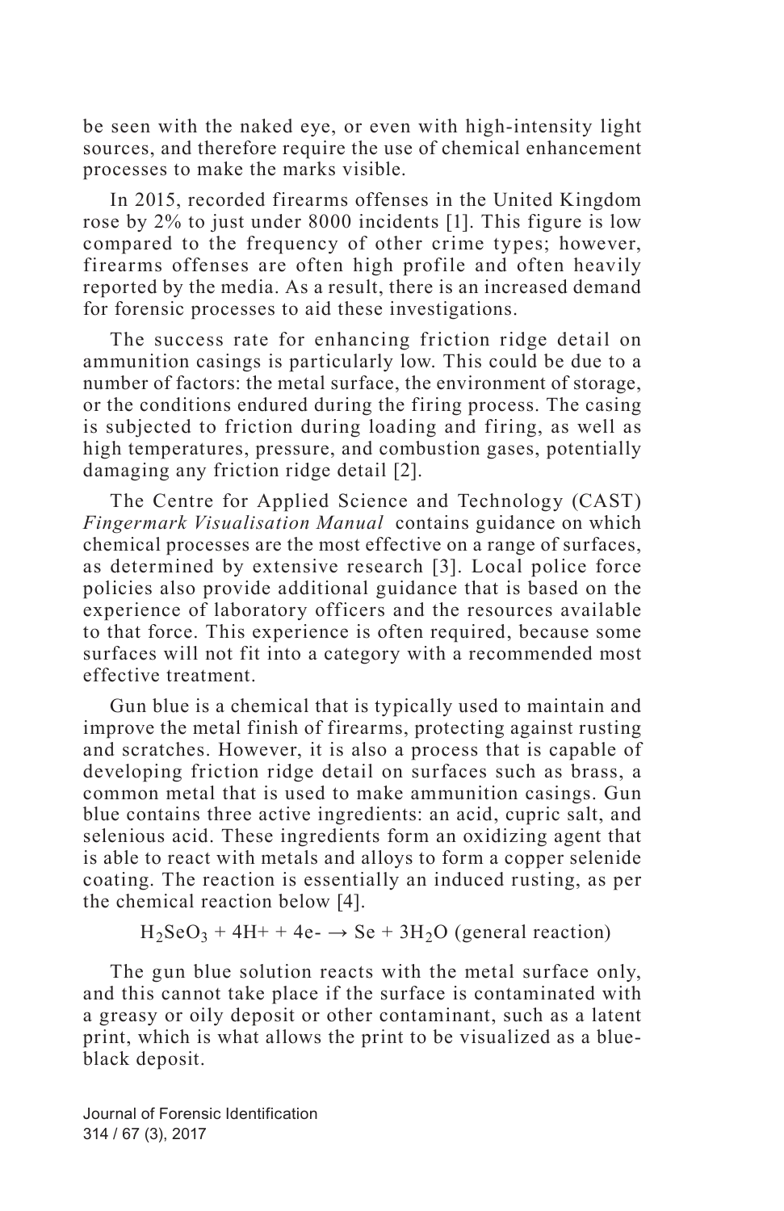be seen with the naked eye, or even with high-intensity light sources, and therefore require the use of chemical enhancement processes to make the marks visible.

In 2015, recorded firearms offenses in the United Kingdom rose by 2% to just under 8000 incidents [1]. This figure is low compared to the frequency of other crime types; however, firearms offenses are often high profile and often heavily reported by the media. As a result, there is an increased demand for forensic processes to aid these investigations.

The success rate for enhancing friction ridge detail on ammunition casings is particularly low. This could be due to a number of factors: the metal surface, the environment of storage, or the conditions endured during the firing process. The casing is subjected to friction during loading and firing, as well as high temperatures, pressure, and combustion gases, potentially damaging any friction ridge detail [2].

The Centre for Applied Science and Technology (CAST) *Fingermark Visualisation Manual* contains guidance on which chemical processes are the most effective on a range of surfaces, as determined by extensive research [3]. Local police force policies also provide additional guidance that is based on the experience of laboratory officers and the resources available to that force. This experience is often required, because some surfaces will not fit into a category with a recommended most effective treatment.

Gun blue is a chemical that is typically used to maintain and improve the metal finish of firearms, protecting against rusting and scratches. However, it is also a process that is capable of developing friction ridge detail on surfaces such as brass, a common metal that is used to make ammunition casings. Gun blue contains three active ingredients: an acid, cupric salt, and selenious acid. These ingredients form an oxidizing agent that is able to react with metals and alloys to form a copper selenide coating. The reaction is essentially an induced rusting, as per the chemical reaction below [4].

$$H_2SeO_3 + 4H^+ + 4e^- \rightarrow Se + 3H_2O \text{ (general reaction)}$$

The gun blue solution reacts with the metal surface only, and this cannot take place if the surface is contaminated with a greasy or oily deposit or other contaminant, such as a latent print, which is what allows the print to be visualized as a blue-black deposit.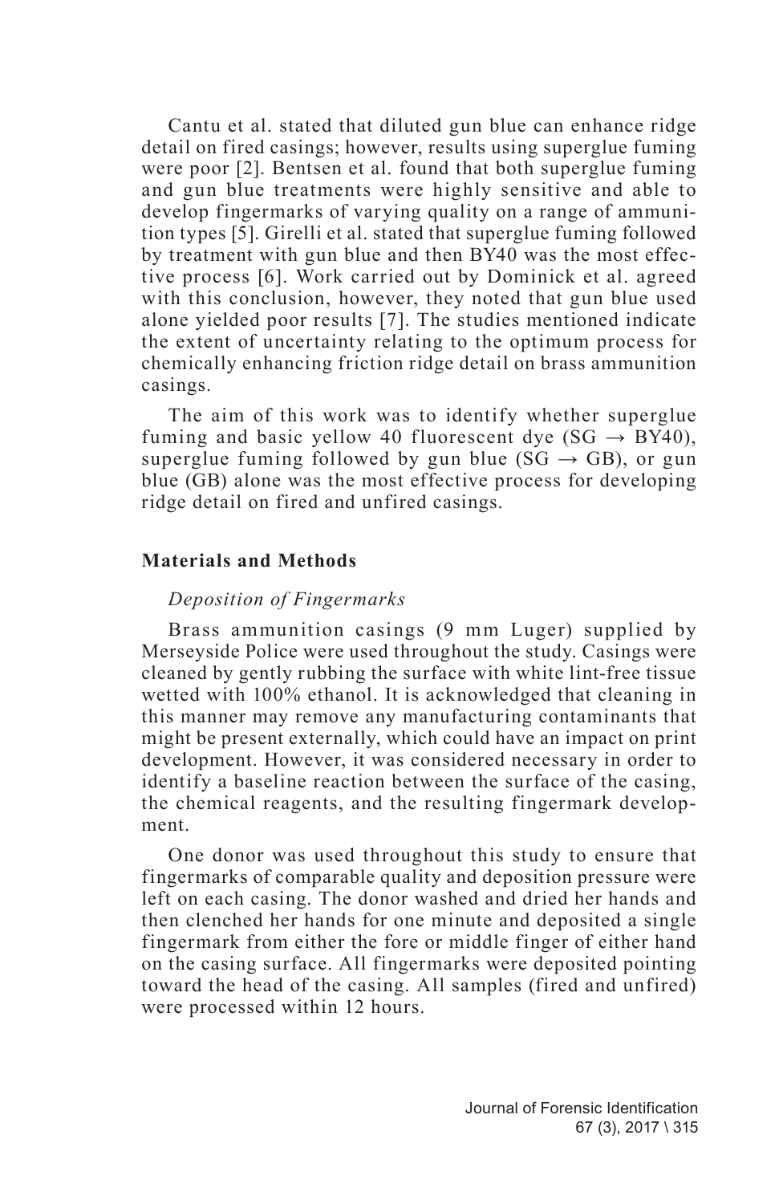Cantu et al. stated that diluted gun blue can enhance ridge detail on fired casings; however, results using superglue fuming were poor [2]. Bentsen et al. found that both superglue fuming and gun blue treatments were highly sensitive and able to develop fingermarks of varying quality on a range of ammunition types [5]. Girelli et al. stated that superglue fuming followed by treatment with gun blue and then BY40 was the most effective process [6]. Work carried out by Dominick et al. agreed with this conclusion, however, they noted that gun blue used alone yielded poor results [7]. The studies mentioned indicate the extent of uncertainty relating to the optimum process for chemically enhancing friction ridge detail on brass ammunition casings.

The aim of this work was to identify whether superglue fuming and basic yellow 40 fluorescent dye (SG → BY40), superglue fuming followed by gun blue (SG → GB), or gun blue (GB) alone was the most effective process for developing ridge detail on fired and unfired casings.

## Materials and Methods

### *Deposition of Fingermarks*

Brass ammunition casings (9 mm Luger) supplied by Merseyside Police were used throughout the study. Casings were cleaned by gently rubbing the surface with white lint-free tissue wetted with 100% ethanol. It is acknowledged that cleaning in this manner may remove any manufacturing contaminants that might be present externally, which could have an impact on print development. However, it was considered necessary in order to identify a baseline reaction between the surface of the casing, the chemical reagents, and the resulting fingermark development.

One donor was used throughout this study to ensure that fingermarks of comparable quality and deposition pressure were left on each casing. The donor washed and dried her hands and then clenched her hands for one minute and deposited a single fingermark from either the fore or middle finger of either hand on the casing surface. All fingermarks were deposited pointing toward the head of the casing. All samples (fired and unfired) were processed within 12 hours.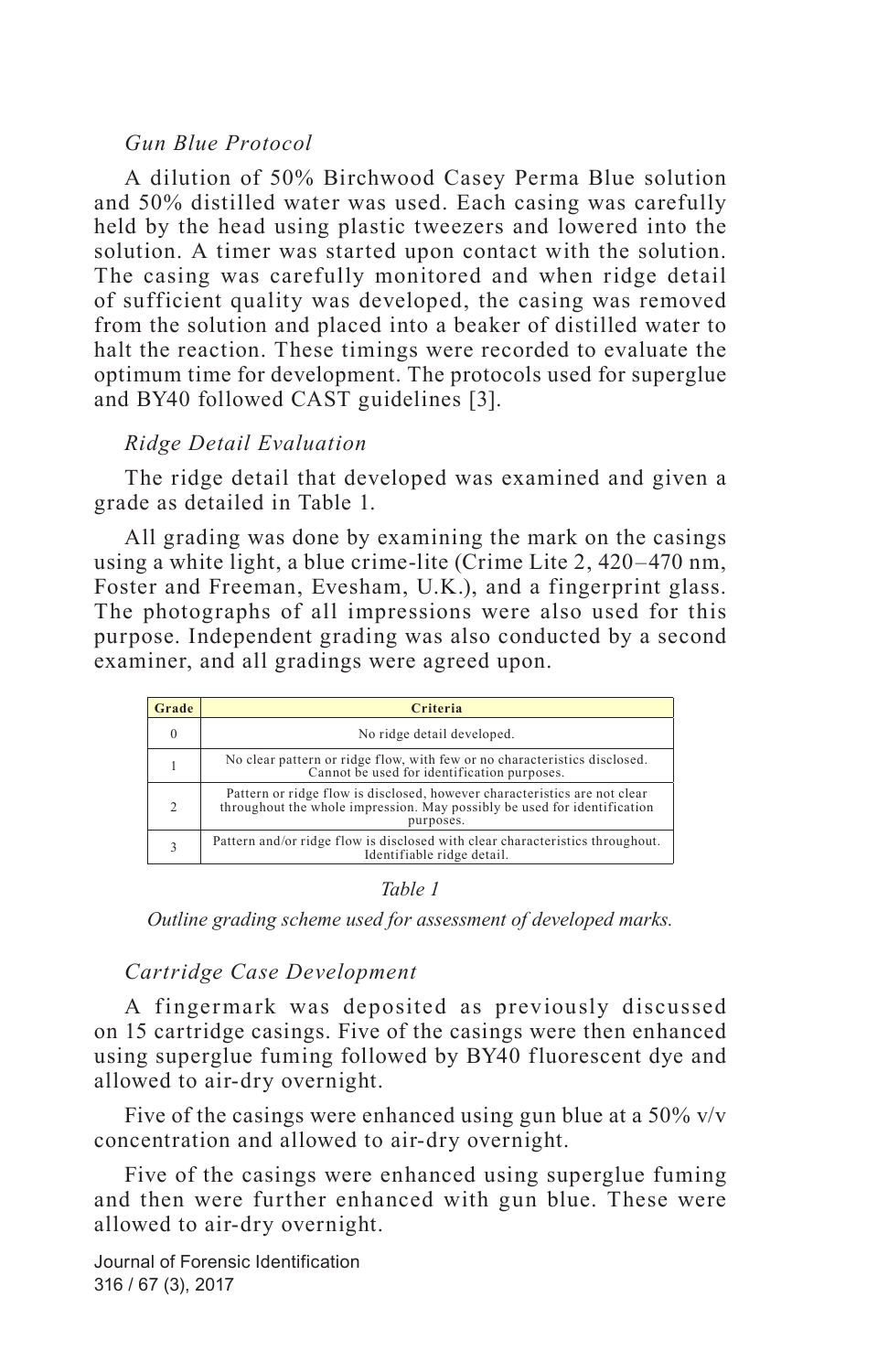*Gun Blue Protocol*

A dilution of 50% Birchwood Casey Perma Blue solution and 50% distilled water was used. Each casing was carefully held by the head using plastic tweezers and lowered into the solution. A timer was started upon contact with the solution. The casing was carefully monitored and when ridge detail of sufficient quality was developed, the casing was removed from the solution and placed into a beaker of distilled water to halt the reaction. These timings were recorded to evaluate the optimum time for development. The protocols used for superglue and BY40 followed CAST guidelines [3].

*Ridge Detail Evaluation*

The ridge detail that developed was examined and given a grade as detailed in Table 1.

All grading was done by examining the mark on the casings using a white light, a blue crime-lite (Crime Lite 2, 420–470 nm, Foster and Freeman, Evesham, U.K.), and a fingerprint glass. The photographs of all impressions were also used for this purpose. Independent grading was also conducted by a second examiner, and all gradings were agreed upon.

| Grade | Criteria |
|---|---|
| 0 | No ridge detail developed. |
| 1 | No clear pattern or ridge flow, with few or no characteristics disclosed. Cannot be used for identification purposes. |
| 2 | Pattern or ridge flow is disclosed, however characteristics are not clear throughout the whole impression. May possibly be used for identification purposes. |
| 3 | Pattern and/or ridge flow is disclosed with clear characteristics throughout. Identifiable ridge detail. |

*Table 1*

*Outline grading scheme used for assessment of developed marks.*

*Cartridge Case Development*

A fingermark was deposited as previously discussed on 15 cartridge casings. Five of the casings were then enhanced using superglue fuming followed by BY40 fluorescent dye and allowed to air-dry overnight.

Five of the casings were enhanced using gun blue at a 50% v/v concentration and allowed to air-dry overnight.

Five of the casings were enhanced using superglue fuming and then were further enhanced with gun blue. These were allowed to air-dry overnight.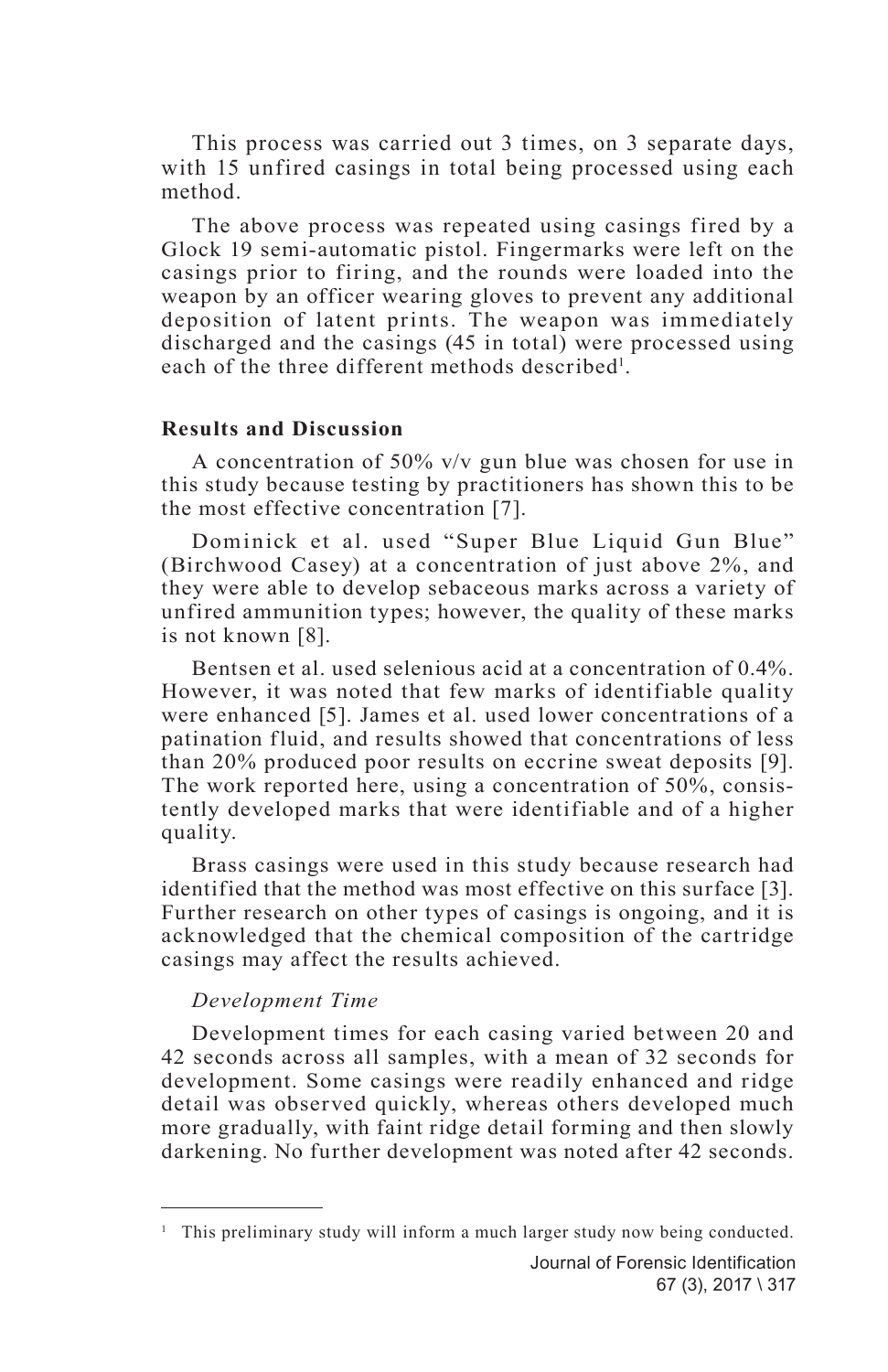This process was carried out 3 times, on 3 separate days, with 15 unfired casings in total being processed using each method.

The above process was repeated using casings fired by a Glock 19 semi-automatic pistol. Fingermarks were left on the casings prior to firing, and the rounds were loaded into the weapon by an officer wearing gloves to prevent any additional deposition of latent prints. The weapon was immediately discharged and the casings (45 in total) were processed using each of the three different methods described[1].

## Results and Discussion

A concentration of 50% v/v gun blue was chosen for use in this study because testing by practitioners has shown this to be the most effective concentration [7].

Dominick et al. used "Super Blue Liquid Gun Blue" (Birchwood Casey) at a concentration of just above 2%, and they were able to develop sebaceous marks across a variety of unfired ammunition types; however, the quality of these marks is not known [8].

Bentsen et al. used selenious acid at a concentration of 0.4%. However, it was noted that few marks of identifiable quality were enhanced [5]. James et al. used lower concentrations of a patination fluid, and results showed that concentrations of less than 20% produced poor results on eccrine sweat deposits [9]. The work reported here, using a concentration of 50%, consistently developed marks that were identifiable and of a higher quality.

Brass casings were used in this study because research had identified that the method was most effective on this surface [3]. Further research on other types of casings is ongoing, and it is acknowledged that the chemical composition of the cartridge casings may affect the results achieved.

### *Development Time*

Development times for each casing varied between 20 and 42 seconds across all samples, with a mean of 32 seconds for development. Some casings were readily enhanced and ridge detail was observed quickly, whereas others developed much more gradually, with faint ridge detail forming and then slowly darkening. No further development was noted after 42 seconds.

---

[1] This preliminary study will inform a much larger study now being conducted.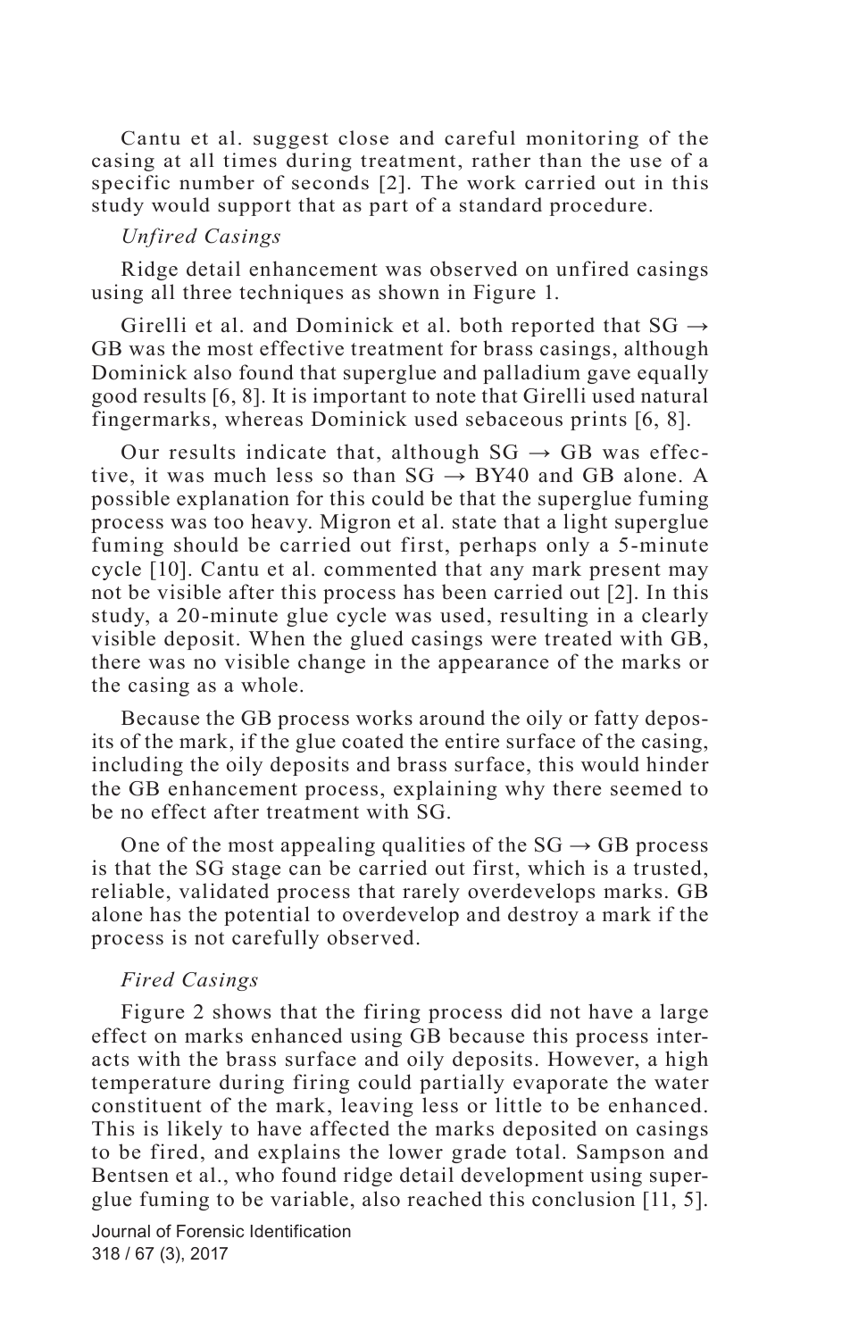Cantu et al. suggest close and careful monitoring of the casing at all times during treatment, rather than the use of a specific number of seconds [2]. The work carried out in this study would support that as part of a standard procedure.

*Unfired Casings*

Ridge detail enhancement was observed on unfired casings using all three techniques as shown in Figure 1.

Girelli et al. and Dominick et al. both reported that SG → GB was the most effective treatment for brass casings, although Dominick also found that superglue and palladium gave equally good results [6, 8]. It is important to note that Girelli used natural fingermarks, whereas Dominick used sebaceous prints [6, 8].

Our results indicate that, although SG → GB was effective, it was much less so than SG → BY40 and GB alone. A possible explanation for this could be that the superglue fuming process was too heavy. Migron et al. state that a light superglue fuming should be carried out first, perhaps only a 5-minute cycle [10]. Cantu et al. commented that any mark present may not be visible after this process has been carried out [2]. In this study, a 20-minute glue cycle was used, resulting in a clearly visible deposit. When the glued casings were treated with GB, there was no visible change in the appearance of the marks or the casing as a whole.

Because the GB process works around the oily or fatty deposits of the mark, if the glue coated the entire surface of the casing, including the oily deposits and brass surface, this would hinder the GB enhancement process, explaining why there seemed to be no effect after treatment with SG.

One of the most appealing qualities of the SG → GB process is that the SG stage can be carried out first, which is a trusted, reliable, validated process that rarely overdevelops marks. GB alone has the potential to overdevelop and destroy a mark if the process is not carefully observed.

*Fired Casings*

Figure 2 shows that the firing process did not have a large effect on marks enhanced using GB because this process interacts with the brass surface and oily deposits. However, a high temperature during firing could partially evaporate the water constituent of the mark, leaving less or little to be enhanced. This is likely to have affected the marks deposited on casings to be fired, and explains the lower grade total. Sampson and Bentsen et al., who found ridge detail development using superglue fuming to be variable, also reached this conclusion [11, 5].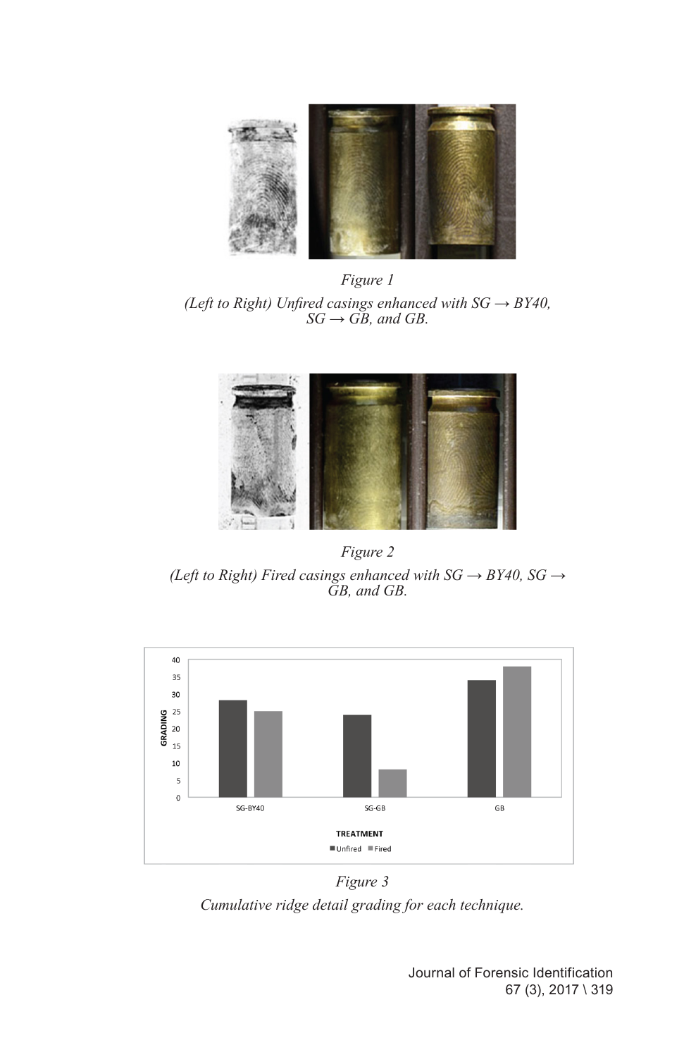*Figure 1*

*(Left to Right) Unfired casings enhanced with SG → BY40, SG → GB, and GB.*

*Figure 2*

*(Left to Right) Fired casings enhanced with SG → BY40, SG → GB, and GB.*

*Figure 3*

*Cumulative ridge detail grading for each technique.*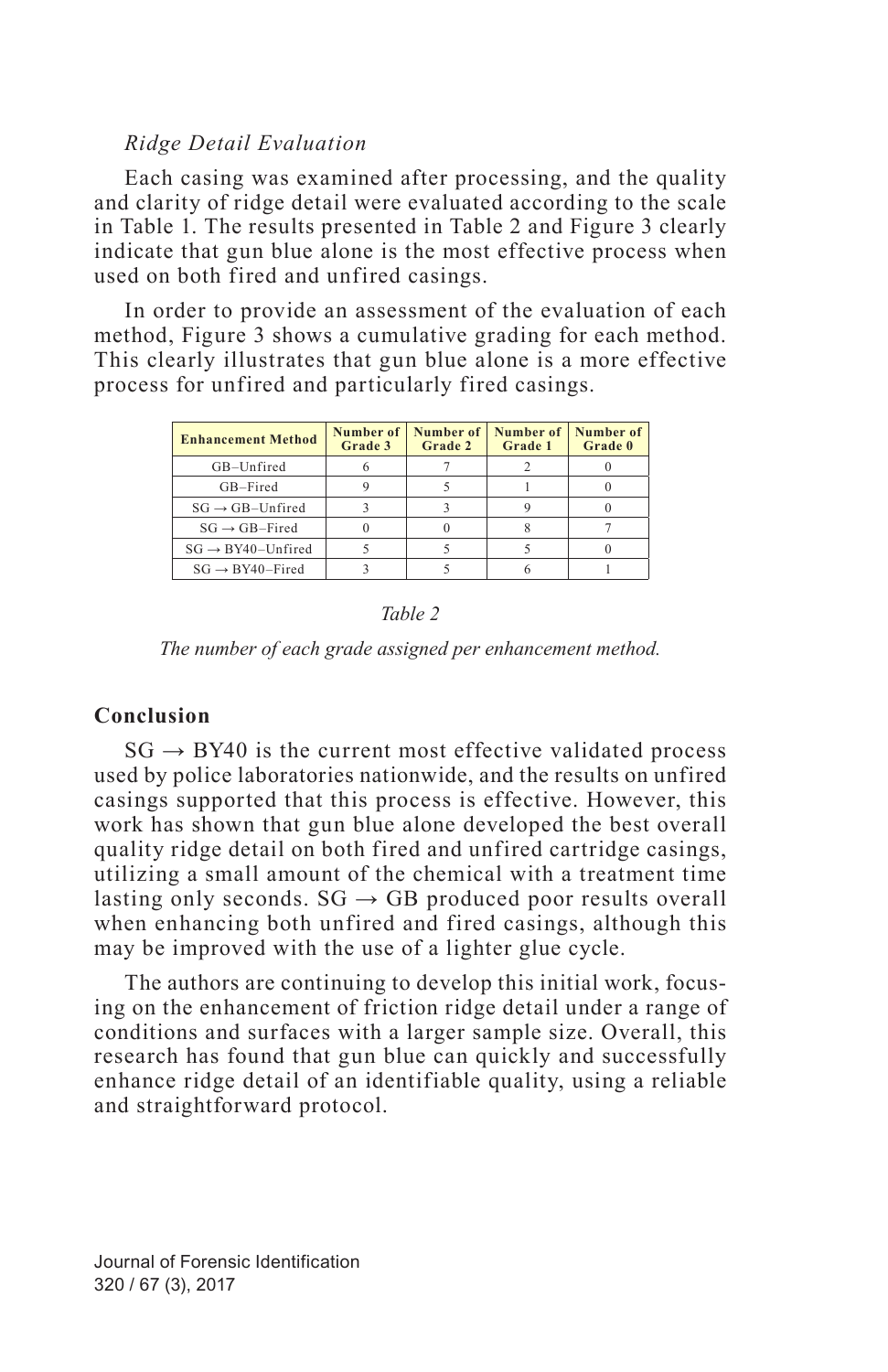*Ridge Detail Evaluation*

Each casing was examined after processing, and the quality and clarity of ridge detail were evaluated according to the scale in Table 1. The results presented in Table 2 and Figure 3 clearly indicate that gun blue alone is the most effective process when used on both fired and unfired casings.

In order to provide an assessment of the evaluation of each method, Figure 3 shows a cumulative grading for each method. This clearly illustrates that gun blue alone is a more effective process for unfired and particularly fired casings.

| Enhancement Method | Number of Grade 3 | Number of Grade 2 | Number of Grade 1 | Number of Grade 0 |
|---|---|---|---|---|
| GB–Unfired | 6 | 7 | 2 | 0 |
| GB–Fired | 9 | 5 | 1 | 0 |
| SG → GB–Unfired | 3 | 3 | 9 | 0 |
| SG → GB–Fired | 0 | 0 | 8 | 7 |
| SG → BY40–Unfired | 5 | 5 | 5 | 0 |
| SG → BY40–Fired | 3 | 5 | 6 | 1 |

*Table 2*

*The number of each grade assigned per enhancement method.*

## Conclusion

SG → BY40 is the current most effective validated process used by police laboratories nationwide, and the results on unfired casings supported that this process is effective. However, this work has shown that gun blue alone developed the best overall quality ridge detail on both fired and unfired cartridge casings, utilizing a small amount of the chemical with a treatment time lasting only seconds. SG → GB produced poor results overall when enhancing both unfired and fired casings, although this may be improved with the use of a lighter glue cycle.

The authors are continuing to develop this initial work, focusing on the enhancement of friction ridge detail under a range of conditions and surfaces with a larger sample size. Overall, this research has found that gun blue can quickly and successfully enhance ridge detail of an identifiable quality, using a reliable and straightforward protocol.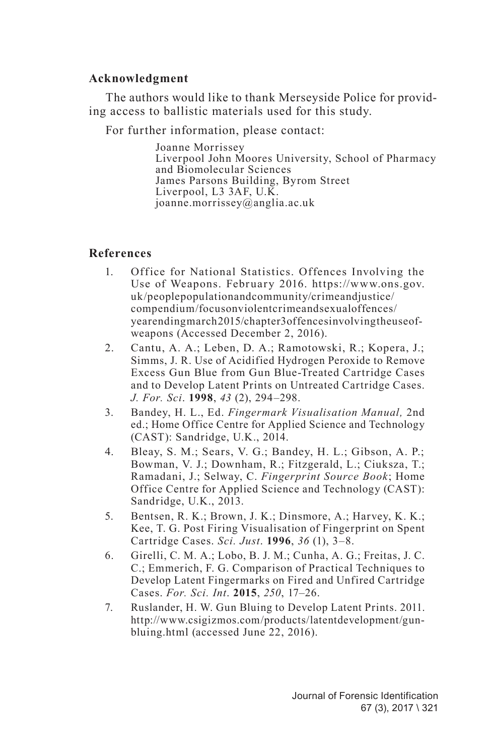## Acknowledgment

The authors would like to thank Merseyside Police for providing access to ballistic materials used for this study.

For further information, please contact:

Joanne Morrissey
Liverpool John Moores University, School of Pharmacy and Biomolecular Sciences
James Parsons Building, Byrom Street
Liverpool, L3 3AF, U.K.
joanne.morrissey@anglia.ac.uk

## References

1. Office for National Statistics. Offences Involving the Use of Weapons. February 2016. https://www.ons.gov.uk/peoplepopulationandcommunity/crimeandjustice/compendium/focusonviolentcrimeandsexualoffences/yearendingmarch2015/chapter3offencesinvolvingtheuseofweapons (Accessed December 2, 2016).
2. Cantu, A. A.; Leben, D. A.; Ramotowski, R.; Kopera, J.; Simms, J. R. Use of Acidified Hydrogen Peroxide to Remove Excess Gun Blue from Gun Blue-Treated Cartridge Cases and to Develop Latent Prints on Untreated Cartridge Cases. *J. For. Sci*. **1998**, *43* (2), 294–298.
3. Bandey, H. L., Ed. *Fingermark Visualisation Manual,* 2nd ed.; Home Office Centre for Applied Science and Technology (CAST): Sandridge, U.K., 2014.
4. Bleay, S. M.; Sears, V. G.; Bandey, H. L.; Gibson, A. P.; Bowman, V. J.; Downham, R.; Fitzgerald, L.; Ciuksza, T.; Ramadani, J.; Selway, C. *Fingerprint Source Book*; Home Office Centre for Applied Science and Technology (CAST): Sandridge, U.K., 2013.
5. Bentsen, R. K.; Brown, J. K.; Dinsmore, A.; Harvey, K. K.; Kee, T. G. Post Firing Visualisation of Fingerprint on Spent Cartridge Cases. *Sci. Just*. **1996**, *36* (1), 3–8.
6. Girelli, C. M. A.; Lobo, B. J. M.; Cunha, A. G.; Freitas, J. C. C.; Emmerich, F. G. Comparison of Practical Techniques to Develop Latent Fingermarks on Fired and Unfired Cartridge Cases. *For. Sci. Int*. **2015**, *250*, 17–26.
7. Ruslander, H. W. Gun Bluing to Develop Latent Prints. 2011. http://www.csigizmos.com/products/latentdevelopment/gunbluing.html (accessed June 22, 2016).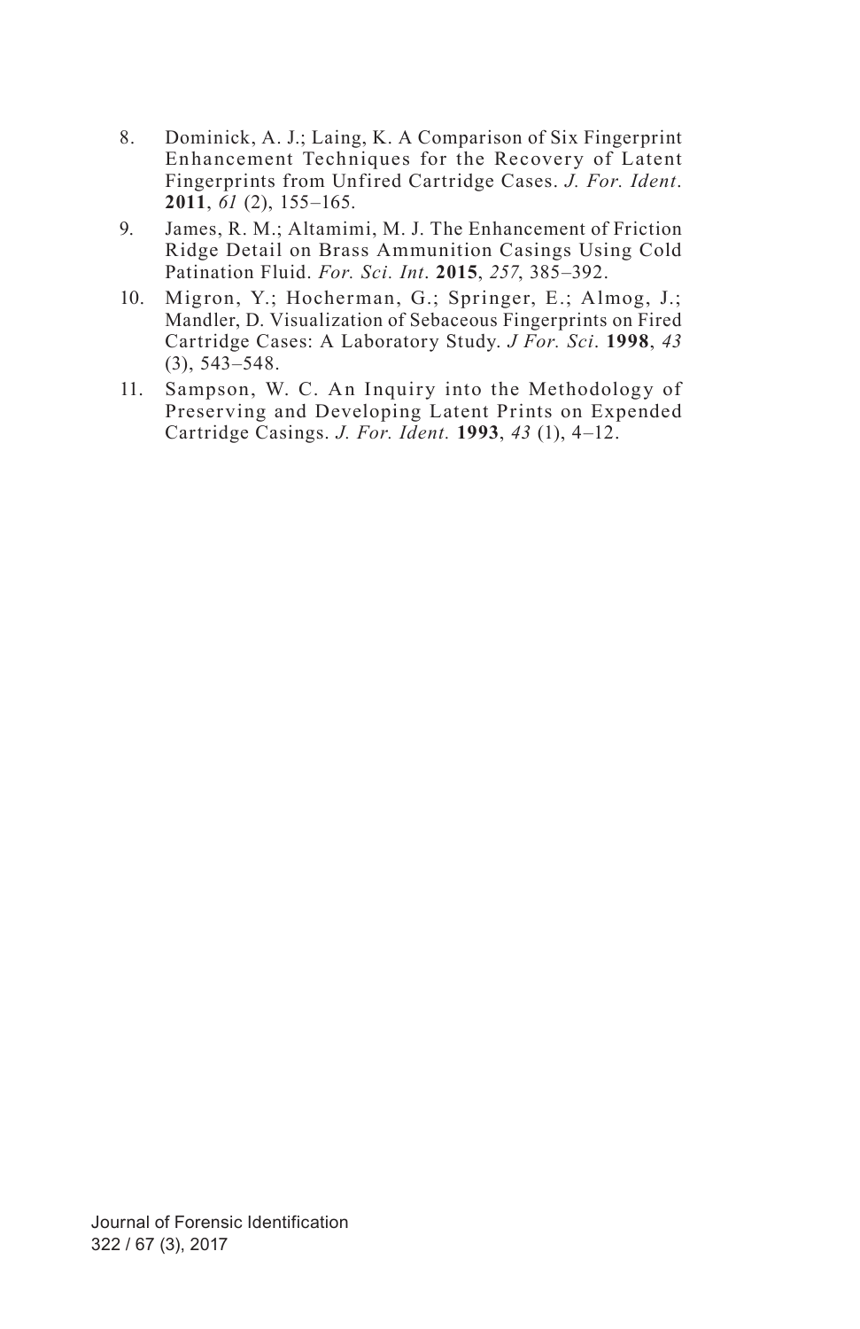8. Dominick, A. J.; Laing, K. A Comparison of Six Fingerprint Enhancement Techniques for the Recovery of Latent Fingerprints from Unfired Cartridge Cases. *J. For. Ident*. **2011**, *61* (2), 155–165.
9. James, R. M.; Altamimi, M. J. The Enhancement of Friction Ridge Detail on Brass Ammunition Casings Using Cold Patination Fluid. *For. Sci. Int*. **2015**, *257*, 385–392.
10. Migron, Y.; Hocherman, G.; Springer, E.; Almog, J.; Mandler, D. Visualization of Sebaceous Fingerprints on Fired Cartridge Cases: A Laboratory Study. *J For. Sci*. **1998**, *43* (3), 543–548.
11. Sampson, W. C. An Inquiry into the Methodology of Preserving and Developing Latent Prints on Expended Cartridge Casings. *J. For. Ident.* **1993**, *43* (1), 4–12.